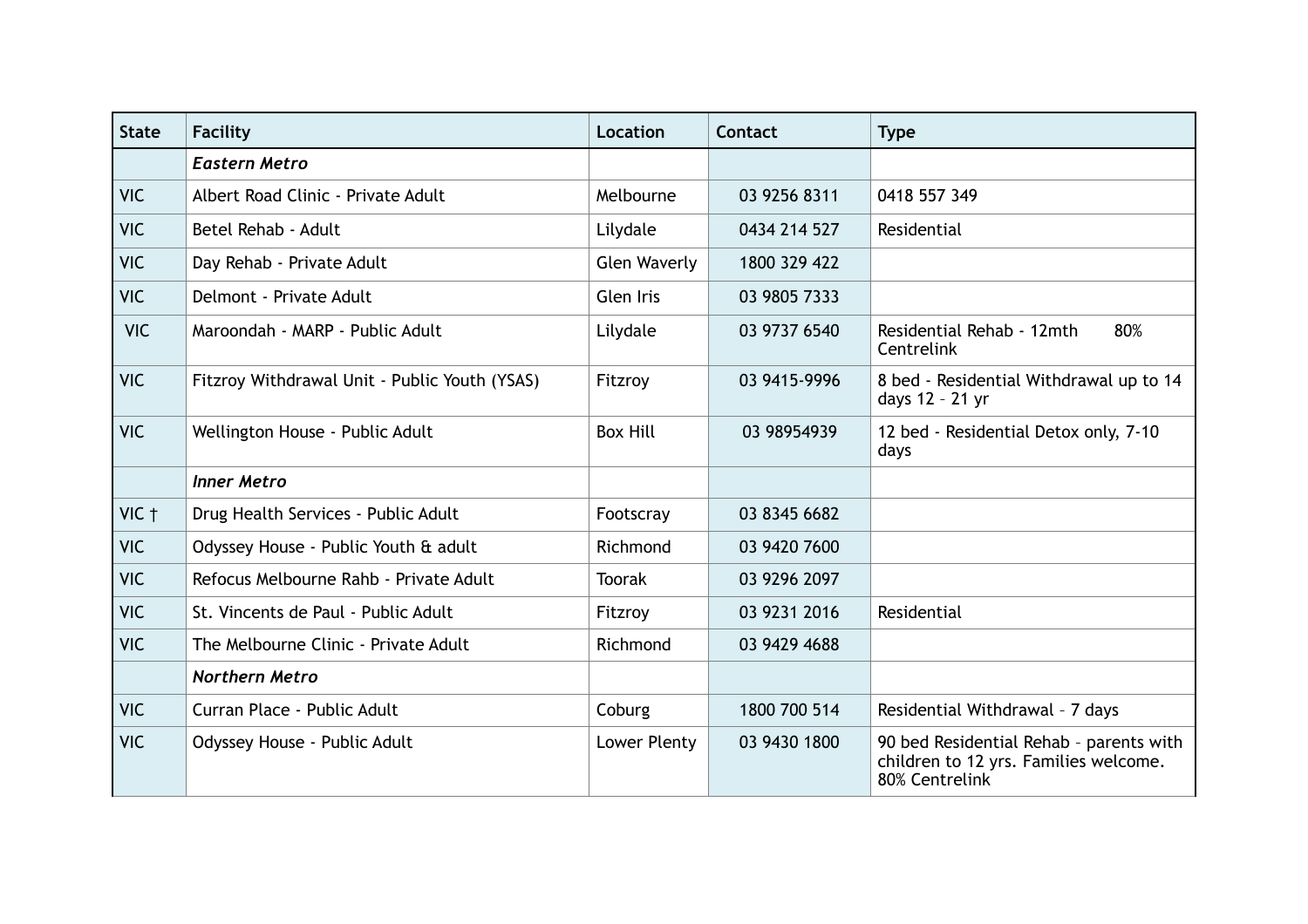| State | Facility | Location | Contact | Type |
|---|---|---|---|---|
| | ***Eastern Metro*** | | | |
| VIC | Albert Road Clinic - Private Adult | Melbourne | 03 9256 8311 | 0418 557 349 |
| VIC | Betel Rehab - Adult | Lilydale | 0434 214 527 | Residential |
| VIC | Day Rehab - Private Adult | Glen Waverly | 1800 329 422 | |
| VIC | Delmont - Private Adult | Glen Iris | 03 9805 7333 | |
| VIC | Maroondah - MARP - Public Adult | Lilydale | 03 9737 6540 | Residential Rehab - 12mth 80% Centrelink |
| VIC | Fitzroy Withdrawal Unit - Public Youth (YSAS) | Fitzroy | 03 9415-9996 | 8 bed - Residential Withdrawal up to 14 days 12 – 21 yr |
| VIC | Wellington House - Public Adult | Box Hill | 03 98954939 | 12 bed - Residential Detox only, 7-10 days |
| | ***Inner Metro*** | | | |
| VIC † | Drug Health Services - Public Adult | Footscray | 03 8345 6682 | |
| VIC | Odyssey House - Public Youth & adult | Richmond | 03 9420 7600 | |
| VIC | Refocus Melbourne Rahb - Private Adult | Toorak | 03 9296 2097 | |
| VIC | St. Vincents de Paul - Public Adult | Fitzroy | 03 9231 2016 | Residential |
| VIC | The Melbourne Clinic - Private Adult | Richmond | 03 9429 4688 | |
| | ***Northern Metro*** | | | |
| VIC | Curran Place - Public Adult | Coburg | 1800 700 514 | Residential Withdrawal – 7 days |
| VIC | Odyssey House - Public Adult | Lower Plenty | 03 9430 1800 | 90 bed Residential Rehab – parents with children to 12 yrs. Families welcome. 80% Centrelink |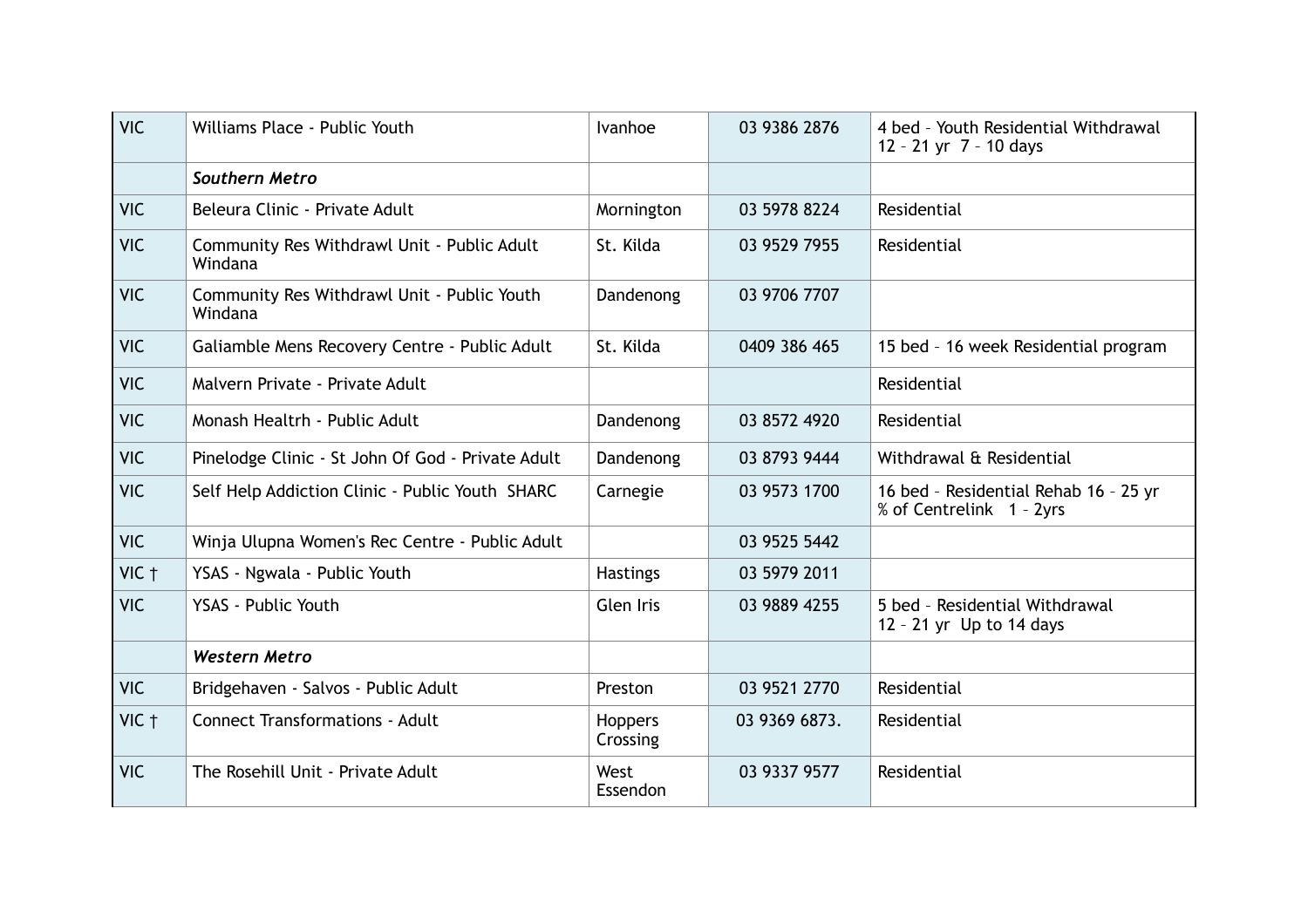| VIC | Williams Place - Public Youth | Ivanhoe | 03 9386 2876 | 4 bed – Youth Residential Withdrawal 12 – 21 yr 7 – 10 days |
|---|---|---|---|---|
| | ***Southern Metro*** | | | |
| VIC | Beleura Clinic - Private Adult | Mornington | 03 5978 8224 | Residential |
| VIC | Community Res Withdrawl Unit - Public Adult Windana | St. Kilda | 03 9529 7955 | Residential |
| VIC | Community Res Withdrawl Unit - Public Youth Windana | Dandenong | 03 9706 7707 | |
| VIC | Galiamble Mens Recovery Centre - Public Adult | St. Kilda | 0409 386 465 | 15 bed – 16 week Residential program |
| VIC | Malvern Private - Private Adult | | | Residential |
| VIC | Monash Healtrh - Public Adult | Dandenong | 03 8572 4920 | Residential |
| VIC | Pinelodge Clinic - St John Of God - Private Adult | Dandenong | 03 8793 9444 | Withdrawal & Residential |
| VIC | Self Help Addiction Clinic - Public Youth SHARC | Carnegie | 03 9573 1700 | 16 bed – Residential Rehab 16 – 25 yr % of Centrelink 1 – 2yrs |
| VIC | Winja Ulupna Women's Rec Centre - Public Adult | | 03 9525 5442 | |
| VIC † | YSAS - Ngwala - Public Youth | Hastings | 03 5979 2011 | |
| VIC | YSAS - Public Youth | Glen Iris | 03 9889 4255 | 5 bed – Residential Withdrawal 12 – 21 yr Up to 14 days |
| | ***Western Metro*** | | | |
| VIC | Bridgehaven - Salvos - Public Adult | Preston | 03 9521 2770 | Residential |
| VIC † | Connect Transformations - Adult | Hoppers Crossing | 03 9369 6873. | Residential |
| VIC | The Rosehill Unit - Private Adult | West Essendon | 03 9337 9577 | Residential |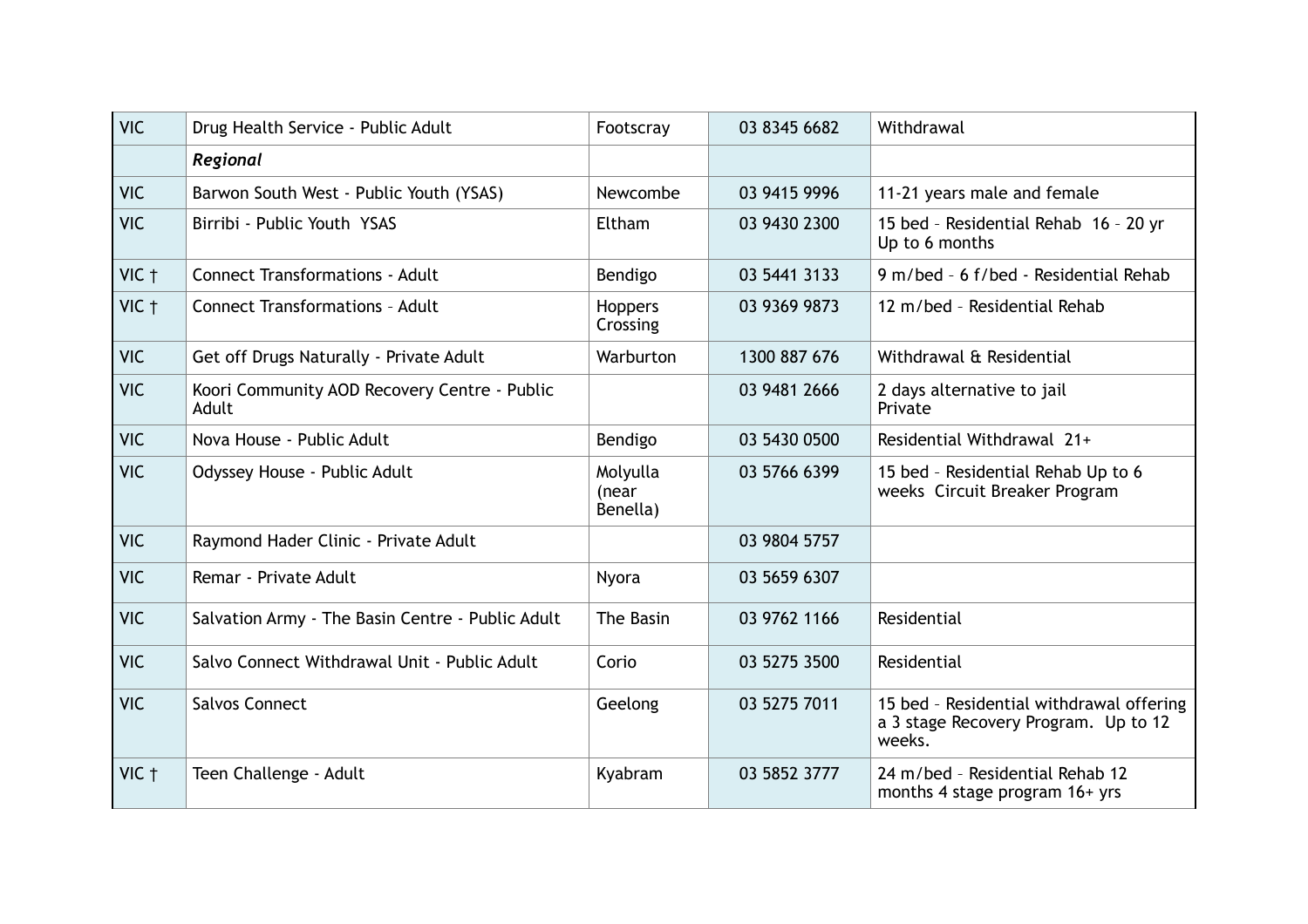| | | | | |
|---|---|---|---|---|
| VIC | Drug Health Service - Public Adult | Footscray | 03 8345 6682 | Withdrawal |
| | ***Regional*** | | | |
| VIC | Barwon South West - Public Youth (YSAS) | Newcombe | 03 9415 9996 | 11-21 years male and female |
| VIC | Birribi - Public Youth YSAS | Eltham | 03 9430 2300 | 15 bed – Residential Rehab 16 – 20 yr Up to 6 months |
| VIC † | Connect Transformations - Adult | Bendigo | 03 5441 3133 | 9 m/bed – 6 f/bed - Residential Rehab |
| VIC † | Connect Transformations – Adult | Hoppers Crossing | 03 9369 9873 | 12 m/bed – Residential Rehab |
| VIC | Get off Drugs Naturally - Private Adult | Warburton | 1300 887 676 | Withdrawal & Residential |
| VIC | Koori Community AOD Recovery Centre - Public Adult | | 03 9481 2666 | 2 days alternative to jail Private |
| VIC | Nova House - Public Adult | Bendigo | 03 5430 0500 | Residential Withdrawal 21+ |
| VIC | Odyssey House - Public Adult | Molyulla (near Benella) | 03 5766 6399 | 15 bed – Residential Rehab Up to 6 weeks Circuit Breaker Program |
| VIC | Raymond Hader Clinic - Private Adult | | 03 9804 5757 | |
| VIC | Remar - Private Adult | Nyora | 03 5659 6307 | |
| VIC | Salvation Army - The Basin Centre - Public Adult | The Basin | 03 9762 1166 | Residential |
| VIC | Salvo Connect Withdrawal Unit - Public Adult | Corio | 03 5275 3500 | Residential |
| VIC | Salvos Connect | Geelong | 03 5275 7011 | 15 bed – Residential withdrawal offering a 3 stage Recovery Program. Up to 12 weeks. |
| VIC † | Teen Challenge - Adult | Kyabram | 03 5852 3777 | 24 m/bed – Residential Rehab 12 months 4 stage program 16+ yrs |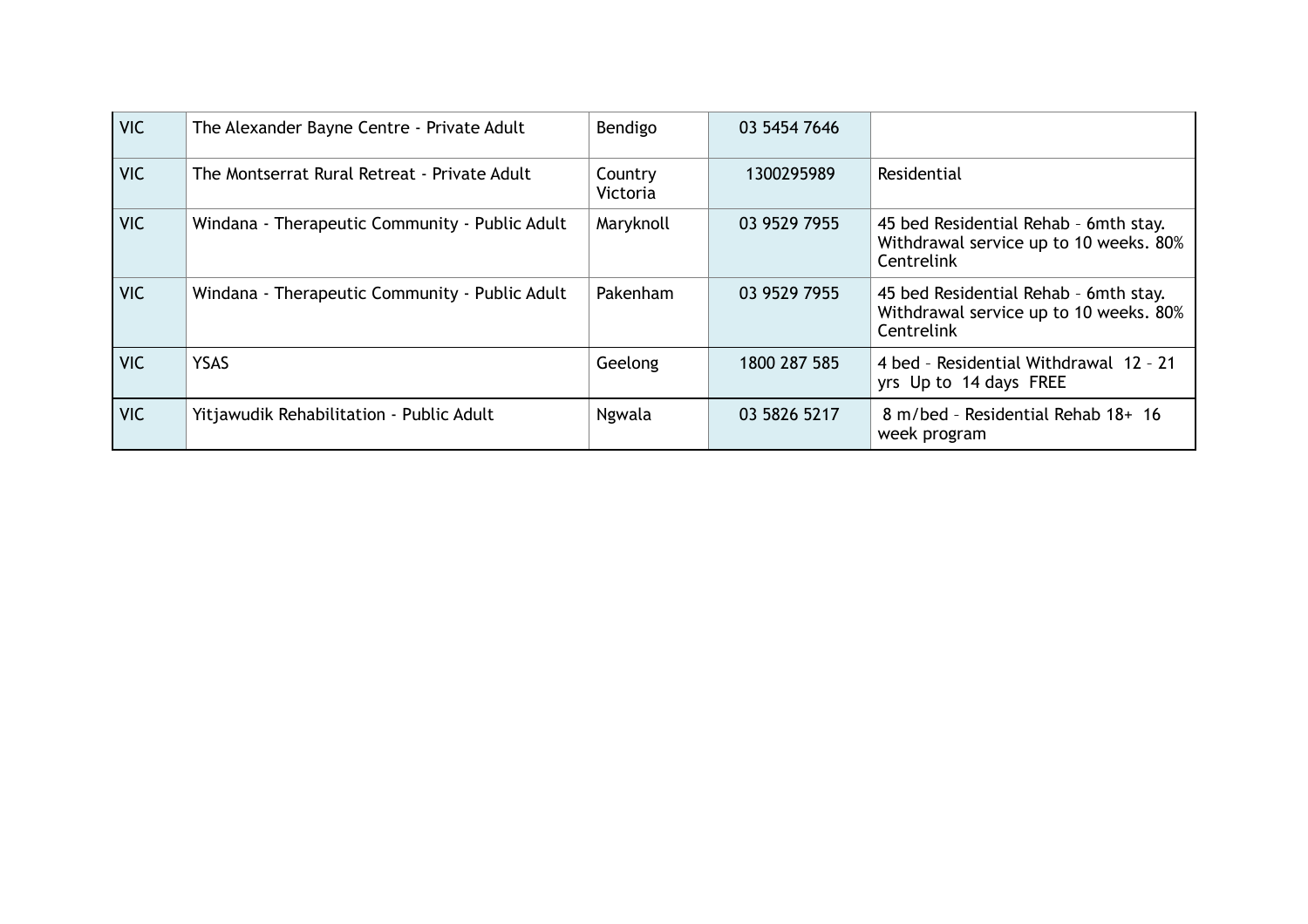| | | | | |
|---|---|---|---|---|
| VIC | The Alexander Bayne Centre - Private Adult | Bendigo | 03 5454 7646 | |
| VIC | The Montserrat Rural Retreat - Private Adult | Country Victoria | 1300295989 | Residential |
| VIC | Windana - Therapeutic Community - Public Adult | Maryknoll | 03 9529 7955 | 45 bed Residential Rehab – 6mth stay. Withdrawal service up to 10 weeks. 80% Centrelink |
| VIC | Windana - Therapeutic Community - Public Adult | Pakenham | 03 9529 7955 | 45 bed Residential Rehab – 6mth stay. Withdrawal service up to 10 weeks. 80% Centrelink |
| VIC | YSAS | Geelong | 1800 287 585 | 4 bed – Residential Withdrawal 12 – 21 yrs Up to 14 days FREE |
| VIC | Yitjawudik Rehabilitation - Public Adult | Ngwala | 03 5826 5217 | 8 m/bed – Residential Rehab 18+ 16 week program |